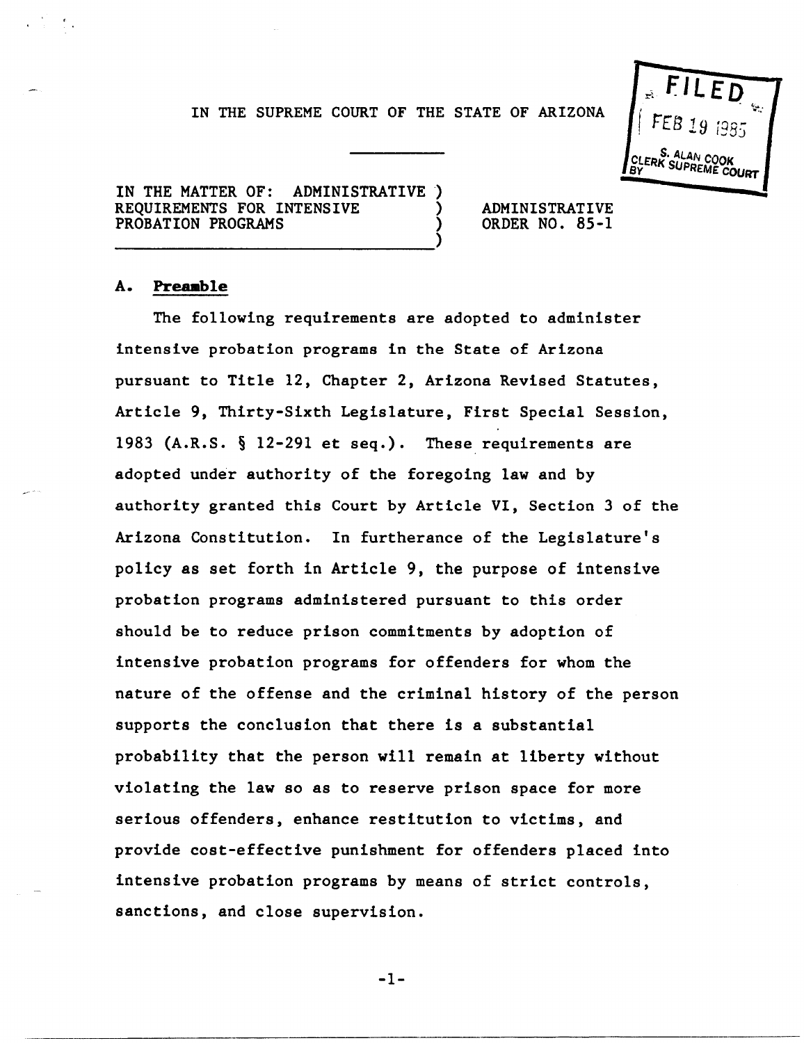IN THE SUPREME COURT OF THE STATE OF ARIZONA

FILED
FEB 19 1985
S. ALAN COOK
CLERK SUPREME COURT
BY

IN THE MATTER OF: ADMINISTRATIVE REQUIREMENTS FOR INTENSIVE PROBATION PROGRAMS

ADMINISTRATIVE ORDER NO. 85-1

## A. Preamble

The following requirements are adopted to administer intensive probation programs in the State of Arizona pursuant to Title 12, Chapter 2, Arizona Revised Statutes, Article 9, Thirty-Sixth Legislature, First Special Session, 1983 (A.R.S. § 12-291 et seq.). These requirements are adopted under authority of the foregoing law and by authority granted this Court by Article VI, Section 3 of the Arizona Constitution. In furtherance of the Legislature's policy as set forth in Article 9, the purpose of intensive probation programs administered pursuant to this order should be to reduce prison commitments by adoption of intensive probation programs for offenders for whom the nature of the offense and the criminal history of the person supports the conclusion that there is a substantial probability that the person will remain at liberty without violating the law so as to reserve prison space for more serious offenders, enhance restitution to victims, and provide cost-effective punishment for offenders placed into intensive probation programs by means of strict controls, sanctions, and close supervision.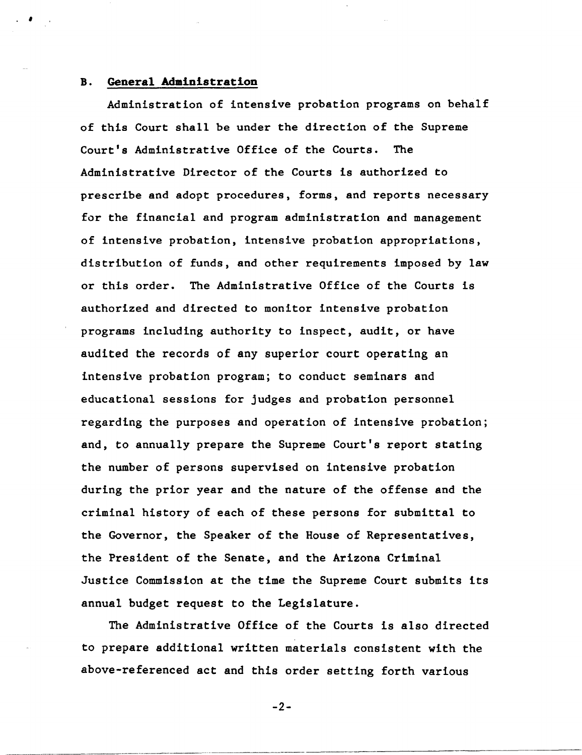## B. General Administration

Administration of intensive probation programs on behalf of this Court shall be under the direction of the Supreme Court's Administrative Office of the Courts. The Administrative Director of the Courts is authorized to prescribe and adopt procedures, forms, and reports necessary for the financial and program administration and management of intensive probation, intensive probation appropriations, distribution of funds, and other requirements imposed by law or this order. The Administrative Office of the Courts is authorized and directed to monitor intensive probation programs including authority to inspect, audit, or have audited the records of any superior court operating an intensive probation program; to conduct seminars and educational sessions for judges and probation personnel regarding the purposes and operation of intensive probation; and, to annually prepare the Supreme Court's report stating the number of persons supervised on intensive probation during the prior year and the nature of the offense and the criminal history of each of these persons for submittal to the Governor, the Speaker of the House of Representatives, the President of the Senate, and the Arizona Criminal Justice Commission at the time the Supreme Court submits its annual budget request to the Legislature.

The Administrative Office of the Courts is also directed to prepare additional written materials consistent with the above-referenced act and this order setting forth various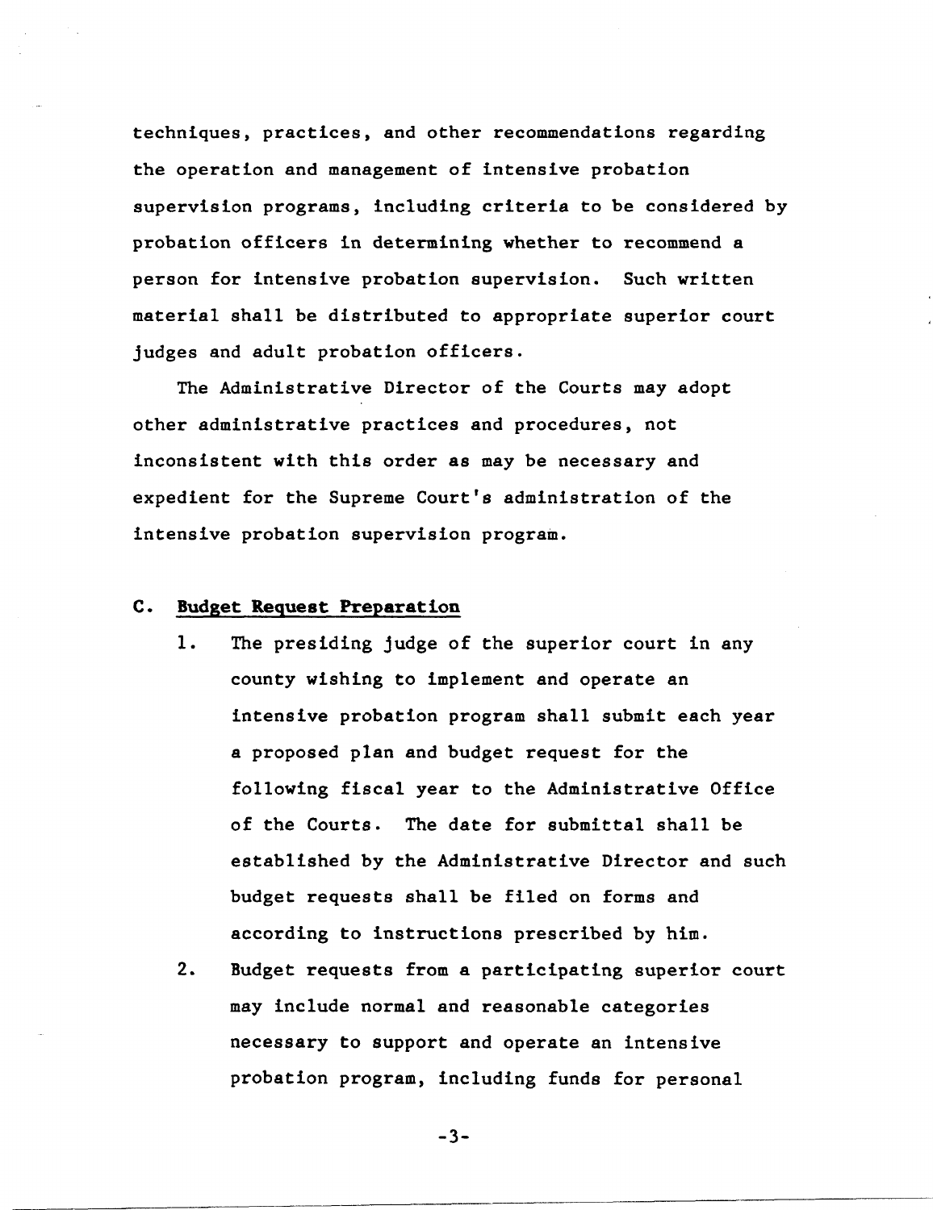techniques, practices, and other recommendations regarding the operation and management of intensive probation supervision programs, including criteria to be considered by probation officers in determining whether to recommend a person for intensive probation supervision. Such written material shall be distributed to appropriate superior court judges and adult probation officers.

The Administrative Director of the Courts may adopt other administrative practices and procedures, not inconsistent with this order as may be necessary and expedient for the Supreme Court's administration of the intensive probation supervision program.

**C. <u>Budget Request Preparation</u>**

1. The presiding judge of the superior court in any county wishing to implement and operate an intensive probation program shall submit each year a proposed plan and budget request for the following fiscal year to the Administrative Office of the Courts. The date for submittal shall be established by the Administrative Director and such budget requests shall be filed on forms and according to instructions prescribed by him.
2. Budget requests from a participating superior court may include normal and reasonable categories necessary to support and operate an intensive probation program, including funds for personal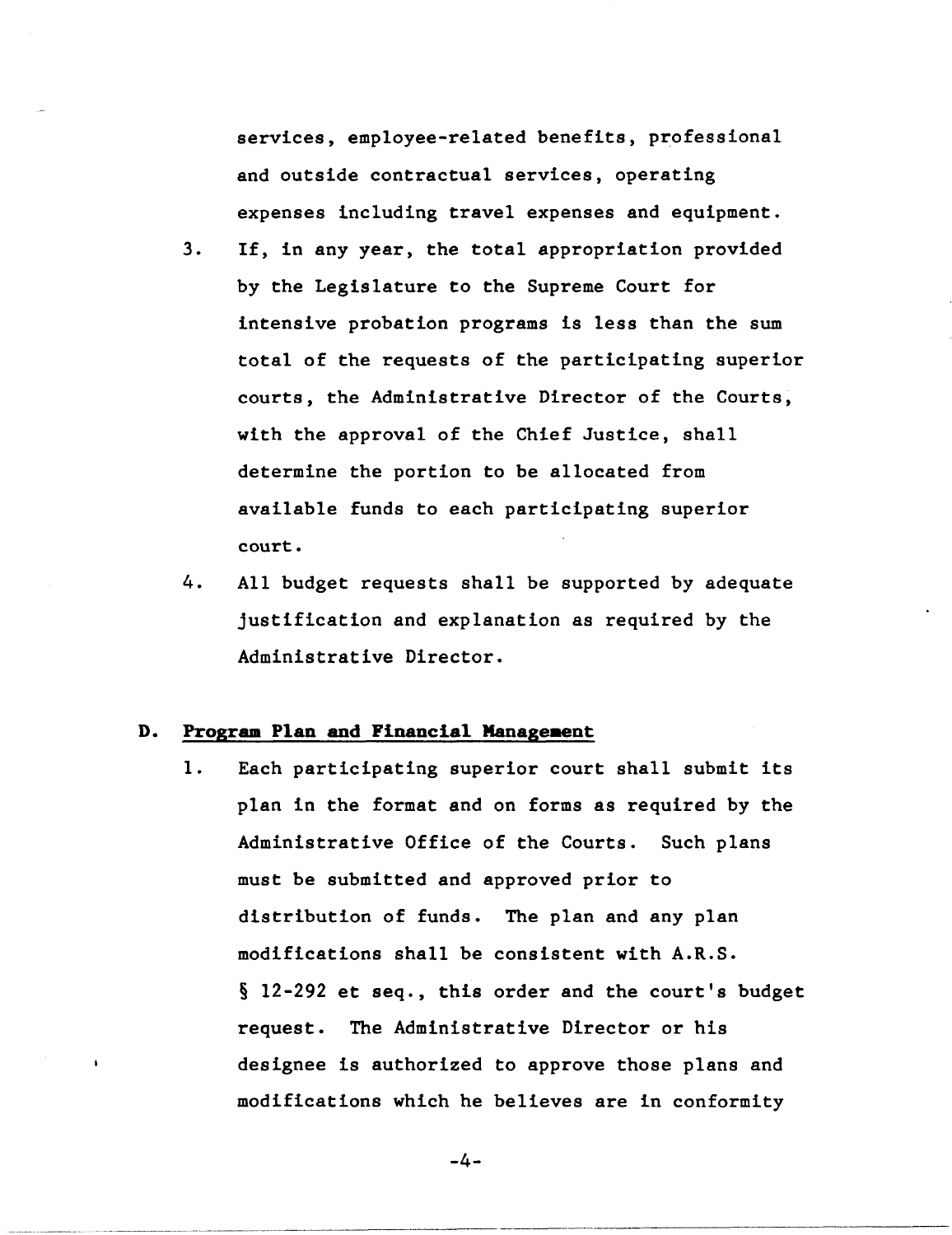services, employee-related benefits, professional and outside contractual services, operating expenses including travel expenses and equipment.

3. If, in any year, the total appropriation provided by the Legislature to the Supreme Court for intensive probation programs is less than the sum total of the requests of the participating superior courts, the Administrative Director of the Courts, with the approval of the Chief Justice, shall determine the portion to be allocated from available funds to each participating superior court.
4. All budget requests shall be supported by adequate justification and explanation as required by the Administrative Director.

## D. Program Plan and Financial Management

1. Each participating superior court shall submit its plan in the format and on forms as required by the Administrative Office of the Courts. Such plans must be submitted and approved prior to distribution of funds. The plan and any plan modifications shall be consistent with A.R.S. § 12-292 et seq., this order and the court's budget request. The Administrative Director or his designee is authorized to approve those plans and modifications which he believes are in conformity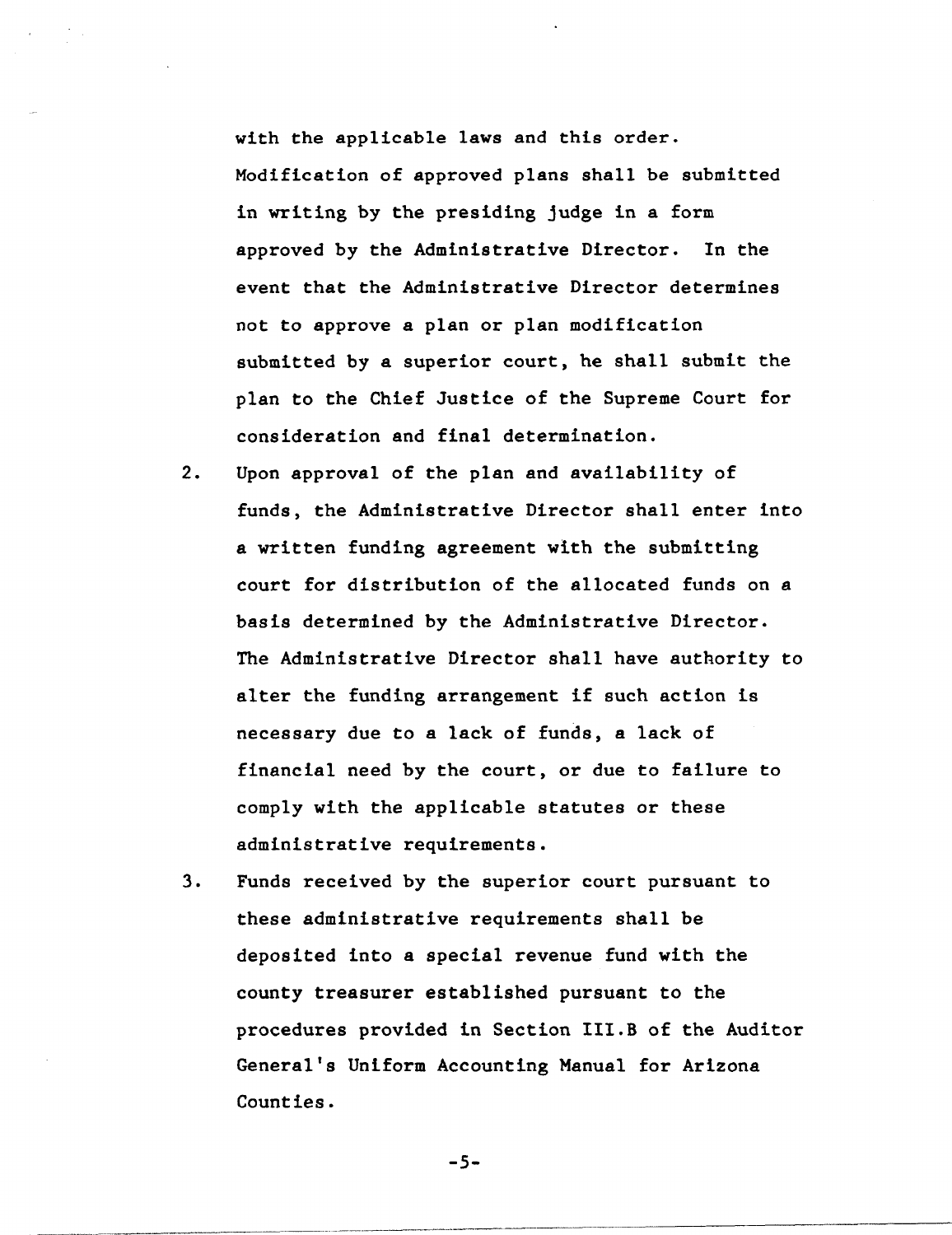with the applicable laws and this order. Modification of approved plans shall be submitted in writing by the presiding judge in a form approved by the Administrative Director. In the event that the Administrative Director determines not to approve a plan or plan modification submitted by a superior court, he shall submit the plan to the Chief Justice of the Supreme Court for consideration and final determination.

2. Upon approval of the plan and availability of funds, the Administrative Director shall enter into a written funding agreement with the submitting court for distribution of the allocated funds on a basis determined by the Administrative Director. The Administrative Director shall have authority to alter the funding arrangement if such action is necessary due to a lack of funds, a lack of financial need by the court, or due to failure to comply with the applicable statutes or these administrative requirements.

3. Funds received by the superior court pursuant to these administrative requirements shall be deposited into a special revenue fund with the county treasurer established pursuant to the procedures provided in Section III.B of the Auditor General's Uniform Accounting Manual for Arizona Counties.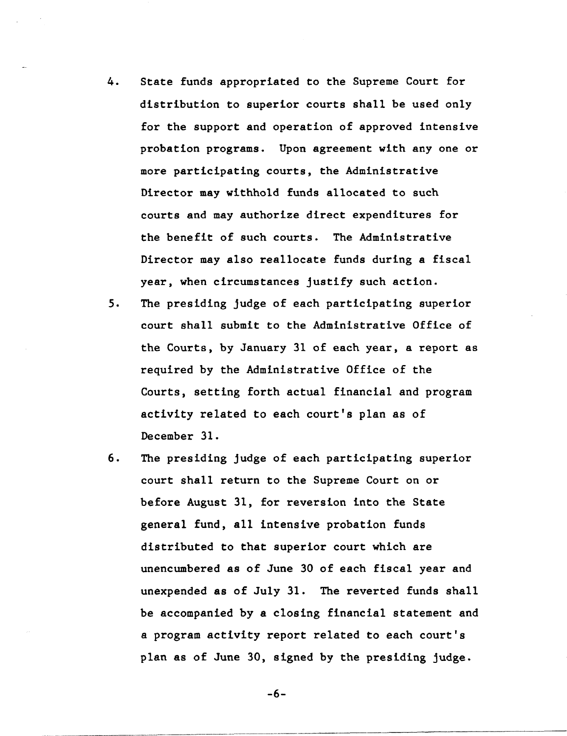4. State funds appropriated to the Supreme Court for distribution to superior courts shall be used only for the support and operation of approved intensive probation programs. Upon agreement with any one or more participating courts, the Administrative Director may withhold funds allocated to such courts and may authorize direct expenditures for the benefit of such courts. The Administrative Director may also reallocate funds during a fiscal year, when circumstances justify such action.
5. The presiding judge of each participating superior court shall submit to the Administrative Office of the Courts, by January 31 of each year, a report as required by the Administrative Office of the Courts, setting forth actual financial and program activity related to each court's plan as of December 31.
6. The presiding judge of each participating superior court shall return to the Supreme Court on or before August 31, for reversion into the State general fund, all intensive probation funds distributed to that superior court which are unencumbered as of June 30 of each fiscal year and unexpended as of July 31. The reverted funds shall be accompanied by a closing financial statement and a program activity report related to each court's plan as of June 30, signed by the presiding judge.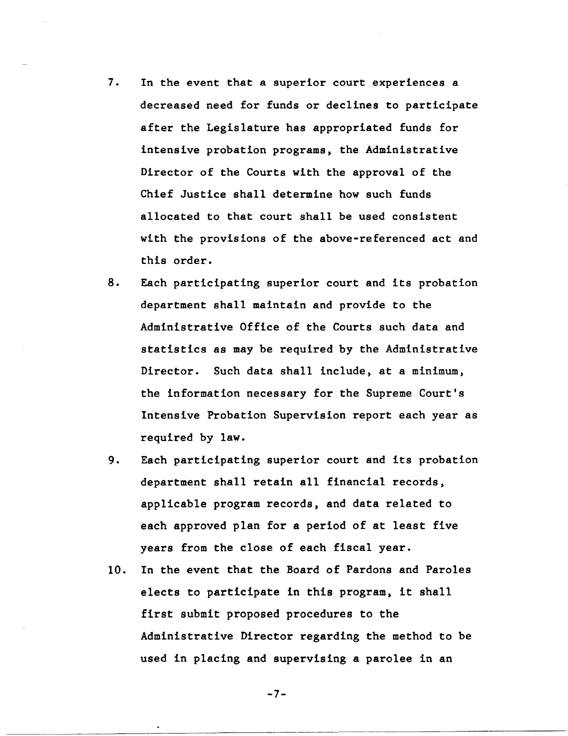7. In the event that a superior court experiences a decreased need for funds or declines to participate after the Legislature has appropriated funds for intensive probation programs, the Administrative Director of the Courts with the approval of the Chief Justice shall determine how such funds allocated to that court shall be used consistent with the provisions of the above-referenced act and this order.
8. Each participating superior court and its probation department shall maintain and provide to the Administrative Office of the Courts such data and statistics as may be required by the Administrative Director. Such data shall include, at a minimum, the information necessary for the Supreme Court's Intensive Probation Supervision report each year as required by law.
9. Each participating superior court and its probation department shall retain all financial records, applicable program records, and data related to each approved plan for a period of at least five years from the close of each fiscal year.
10. In the event that the Board of Pardons and Paroles elects to participate in this program, it shall first submit proposed procedures to the Administrative Director regarding the method to be used in placing and supervising a parolee in an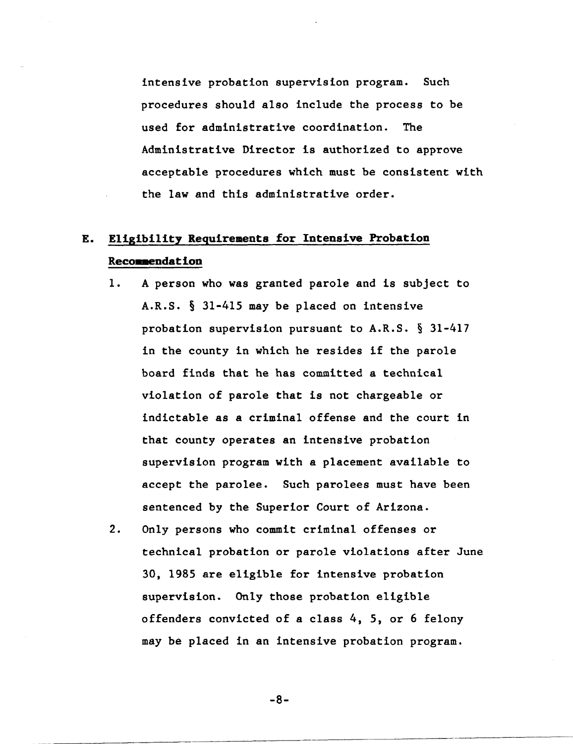intensive probation supervision program. Such procedures should also include the process to be used for administrative coordination. The Administrative Director is authorized to approve acceptable procedures which must be consistent with the law and this administrative order.

## E. Eligibility Requirements for Intensive Probation Recommendation

1. A person who was granted parole and is subject to A.R.S. § 31-415 may be placed on intensive probation supervision pursuant to A.R.S. § 31-417 in the county in which he resides if the parole board finds that he has committed a technical violation of parole that is not chargeable or indictable as a criminal offense and the court in that county operates an intensive probation supervision program with a placement available to accept the parolee. Such parolees must have been sentenced by the Superior Court of Arizona.
2. Only persons who commit criminal offenses or technical probation or parole violations after June 30, 1985 are eligible for intensive probation supervision. Only those probation eligible offenders convicted of a class 4, 5, or 6 felony may be placed in an intensive probation program.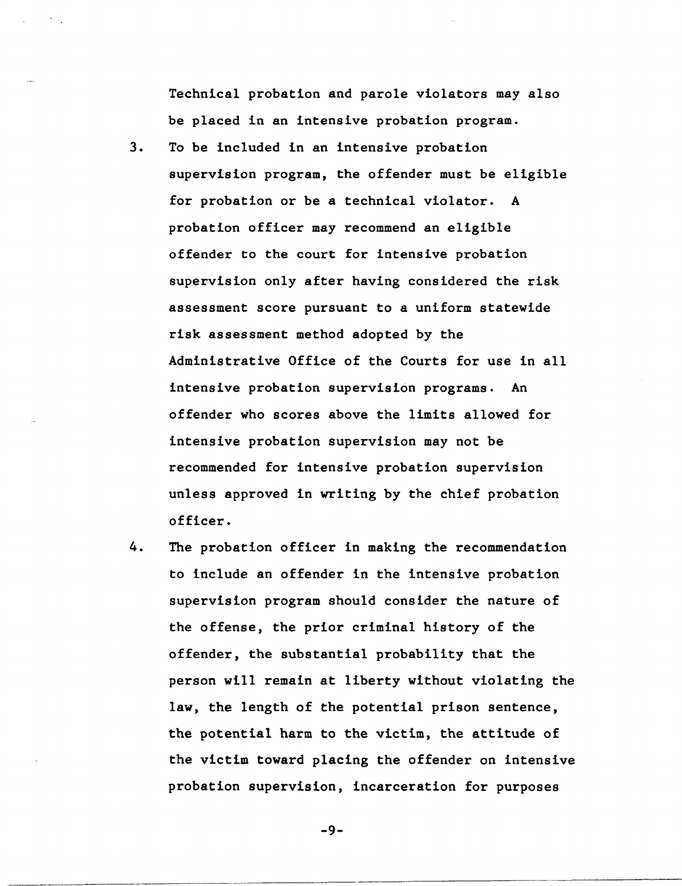Technical probation and parole violators may also be placed in an intensive probation program.

3. To be included in an intensive probation supervision program, the offender must be eligible for probation or be a technical violator. A probation officer may recommend an eligible offender to the court for intensive probation supervision only after having considered the risk assessment score pursuant to a uniform statewide risk assessment method adopted by the Administrative Office of the Courts for use in all intensive probation supervision programs. An offender who scores above the limits allowed for intensive probation supervision may not be recommended for intensive probation supervision unless approved in writing by the chief probation officer.

4. The probation officer in making the recommendation to include an offender in the intensive probation supervision program should consider the nature of the offense, the prior criminal history of the offender, the substantial probability that the person will remain at liberty without violating the law, the length of the potential prison sentence, the potential harm to the victim, the attitude of the victim toward placing the offender on intensive probation supervision, incarceration for purposes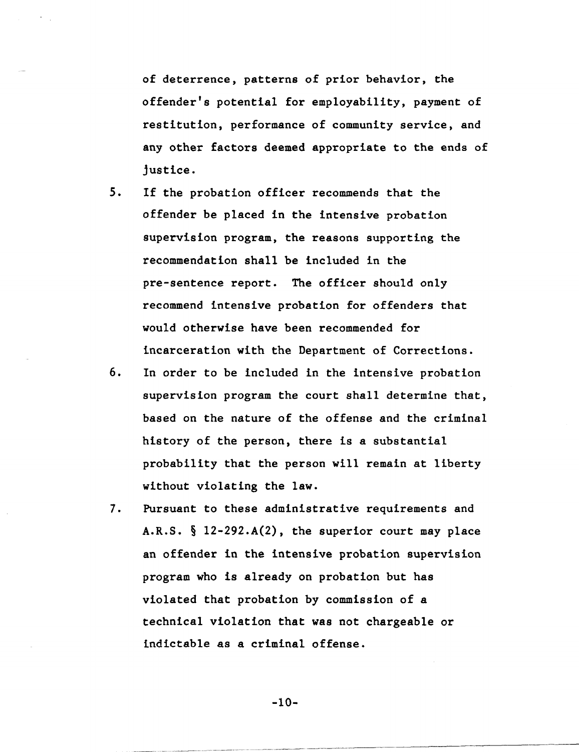of deterrence, patterns of prior behavior, the offender's potential for employability, payment of restitution, performance of community service, and any other factors deemed appropriate to the ends of justice.

5. If the probation officer recommends that the offender be placed in the intensive probation supervision program, the reasons supporting the recommendation shall be included in the pre-sentence report. The officer should only recommend intensive probation for offenders that would otherwise have been recommended for incarceration with the Department of Corrections.

6. In order to be included in the intensive probation supervision program the court shall determine that, based on the nature of the offense and the criminal history of the person, there is a substantial probability that the person will remain at liberty without violating the law.

7. Pursuant to these administrative requirements and A.R.S. § 12-292.A(2), the superior court may place an offender in the intensive probation supervision program who is already on probation but has violated that probation by commission of a technical violation that was not chargeable or indictable as a criminal offense.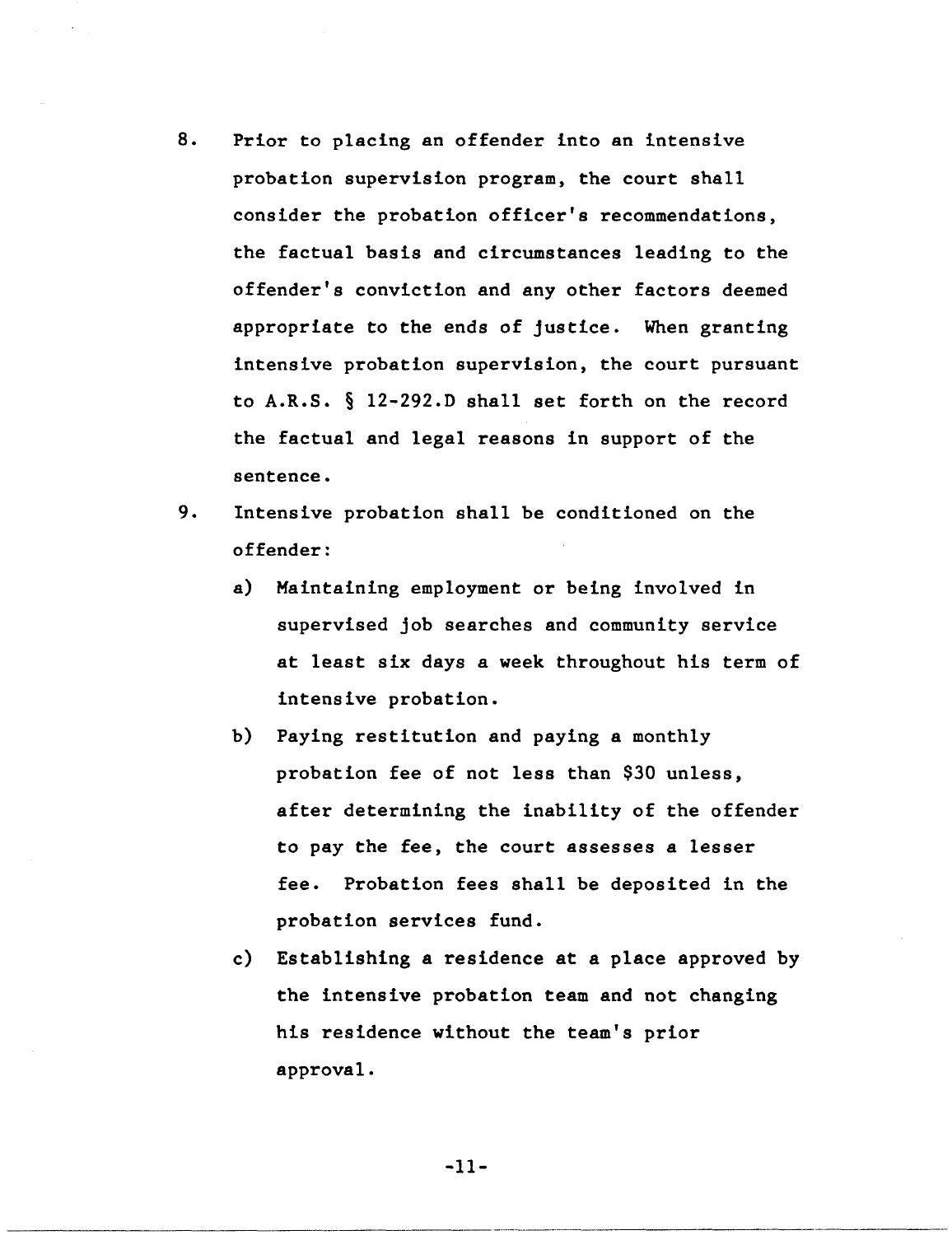8. Prior to placing an offender into an intensive probation supervision program, the court shall consider the probation officer's recommendations, the factual basis and circumstances leading to the offender's conviction and any other factors deemed appropriate to the ends of justice. When granting intensive probation supervision, the court pursuant to A.R.S. § 12-292.D shall set forth on the record the factual and legal reasons in support of the sentence.

9. Intensive probation shall be conditioned on the offender:

   a) Maintaining employment or being involved in supervised job searches and community service at least six days a week throughout his term of intensive probation.

   b) Paying restitution and paying a monthly probation fee of not less than $30 unless, after determining the inability of the offender to pay the fee, the court assesses a lesser fee. Probation fees shall be deposited in the probation services fund.

   c) Establishing a residence at a place approved by the intensive probation team and not changing his residence without the team's prior approval.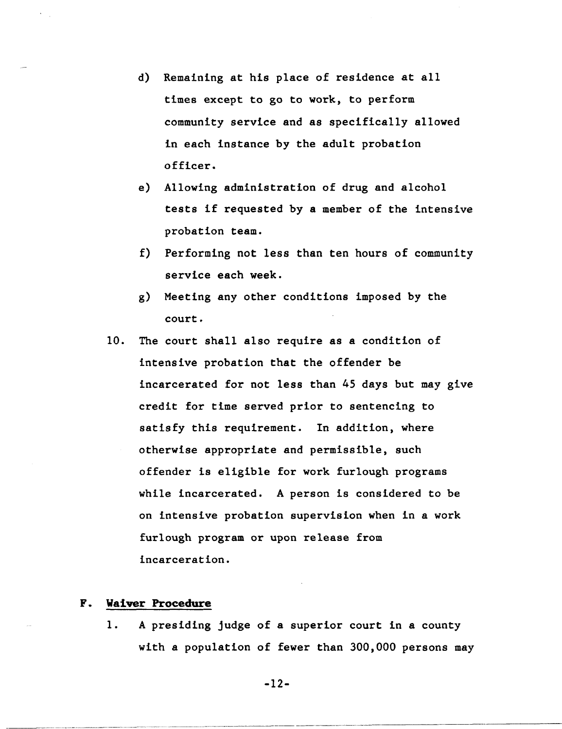d) Remaining at his place of residence at all times except to go to work, to perform community service and as specifically allowed in each instance by the adult probation officer.

   e) Allowing administration of drug and alcohol tests if requested by a member of the intensive probation team.

   f) Performing not less than ten hours of community service each week.

   g) Meeting any other conditions imposed by the court.

10. The court shall also require as a condition of intensive probation that the offender be incarcerated for not less than 45 days but may give credit for time served prior to sentencing to satisfy this requirement. In addition, where otherwise appropriate and permissible, such offender is eligible for work furlough programs while incarcerated. A person is considered to be on intensive probation supervision when in a work furlough program or upon release from incarceration.

## F. Waiver Procedure

1. A presiding judge of a superior court in a county with a population of fewer than 300,000 persons may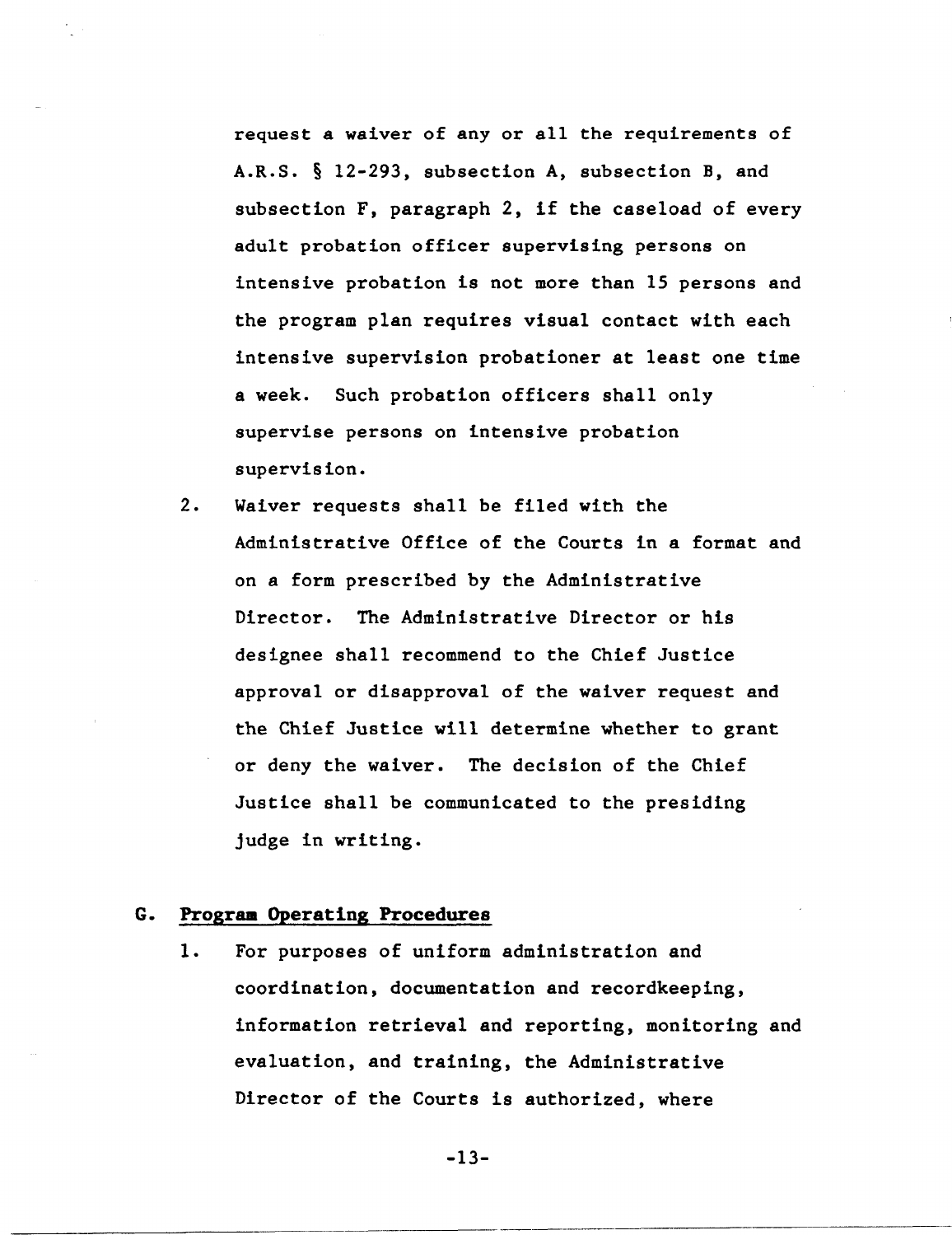request a waiver of any or all the requirements of A.R.S. § 12-293, subsection A, subsection B, and subsection F, paragraph 2, if the caseload of every adult probation officer supervising persons on intensive probation is not more than 15 persons and the program plan requires visual contact with each intensive supervision probationer at least one time a week. Such probation officers shall only supervise persons on intensive probation supervision.

2. Waiver requests shall be filed with the Administrative Office of the Courts in a format and on a form prescribed by the Administrative Director. The Administrative Director or his designee shall recommend to the Chief Justice approval or disapproval of the waiver request and the Chief Justice will determine whether to grant or deny the waiver. The decision of the Chief Justice shall be communicated to the presiding judge in writing.

## G. Program Operating Procedures

1. For purposes of uniform administration and coordination, documentation and recordkeeping, information retrieval and reporting, monitoring and evaluation, and training, the Administrative Director of the Courts is authorized, where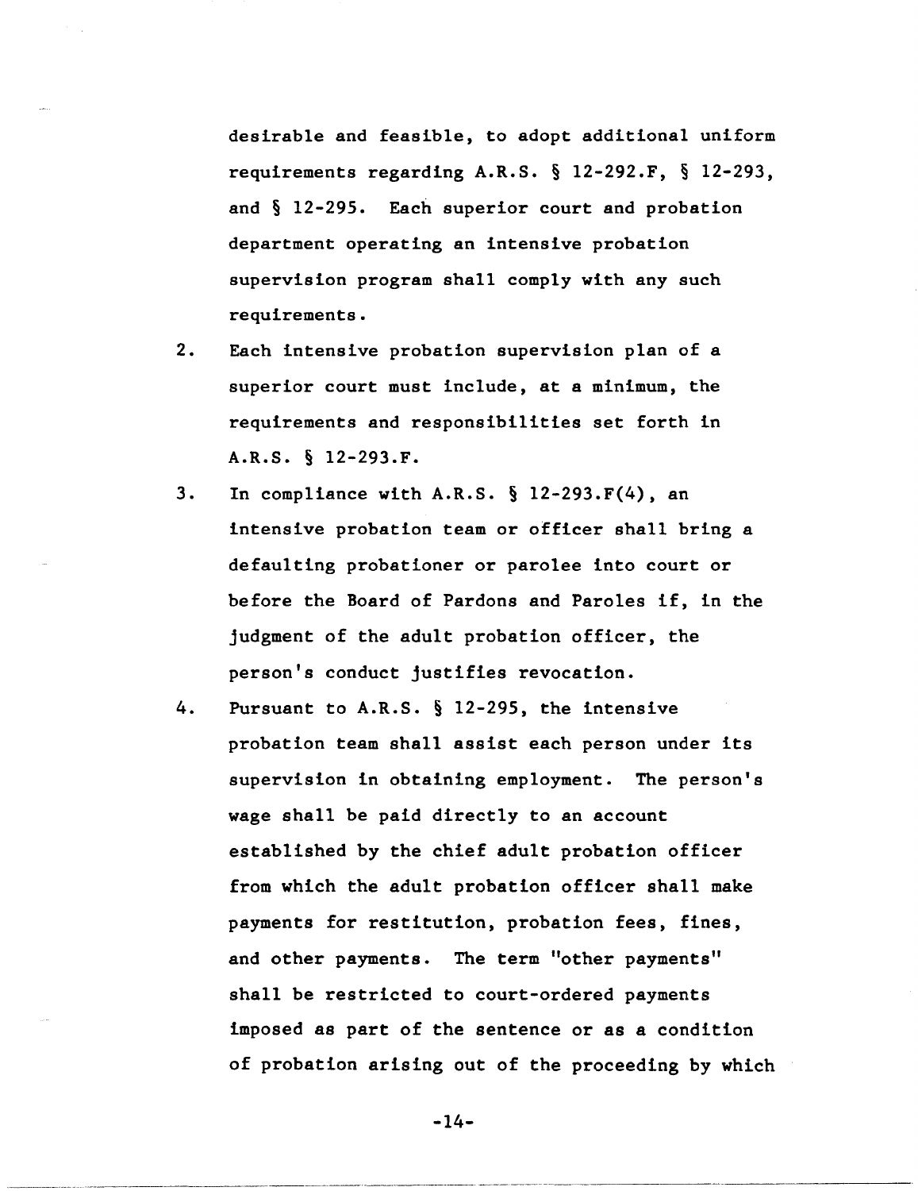desirable and feasible, to adopt additional uniform requirements regarding A.R.S. § 12-292.F, § 12-293, and § 12-295. Each superior court and probation department operating an intensive probation supervision program shall comply with any such requirements.

2. Each intensive probation supervision plan of a superior court must include, at a minimum, the requirements and responsibilities set forth in A.R.S. § 12-293.F.

3. In compliance with A.R.S. § 12-293.F(4), an intensive probation team or officer shall bring a defaulting probationer or parolee into court or before the Board of Pardons and Paroles if, in the judgment of the adult probation officer, the person's conduct justifies revocation.

4. Pursuant to A.R.S. § 12-295, the intensive probation team shall assist each person under its supervision in obtaining employment. The person's wage shall be paid directly to an account established by the chief adult probation officer from which the adult probation officer shall make payments for restitution, probation fees, fines, and other payments. The term "other payments" shall be restricted to court-ordered payments imposed as part of the sentence or as a condition of probation arising out of the proceeding by which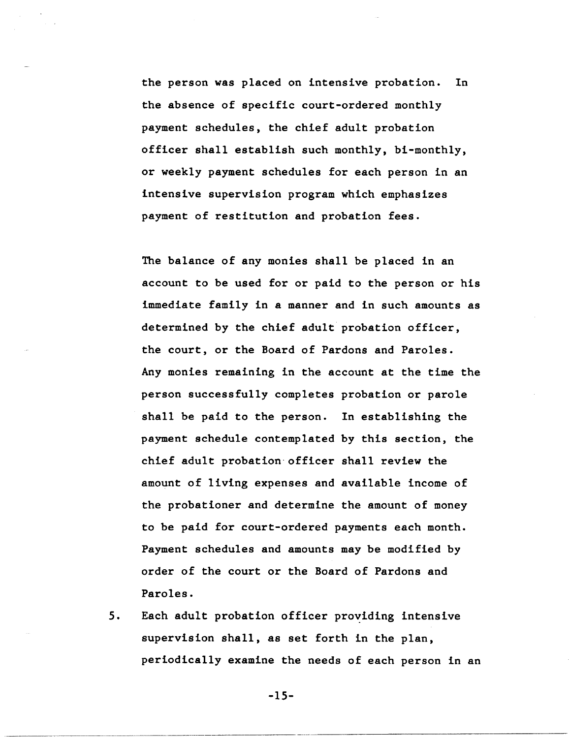the person was placed on intensive probation. In the absence of specific court-ordered monthly payment schedules, the chief adult probation officer shall establish such monthly, bi-monthly, or weekly payment schedules for each person in an intensive supervision program which emphasizes payment of restitution and probation fees.

The balance of any monies shall be placed in an account to be used for or paid to the person or his immediate family in a manner and in such amounts as determined by the chief adult probation officer, the court, or the Board of Pardons and Paroles. Any monies remaining in the account at the time the person successfully completes probation or parole shall be paid to the person. In establishing the payment schedule contemplated by this section, the chief adult probation officer shall review the amount of living expenses and available income of the probationer and determine the amount of money to be paid for court-ordered payments each month. Payment schedules and amounts may be modified by order of the court or the Board of Pardons and Paroles.

5. Each adult probation officer providing intensive supervision shall, as set forth in the plan, periodically examine the needs of each person in an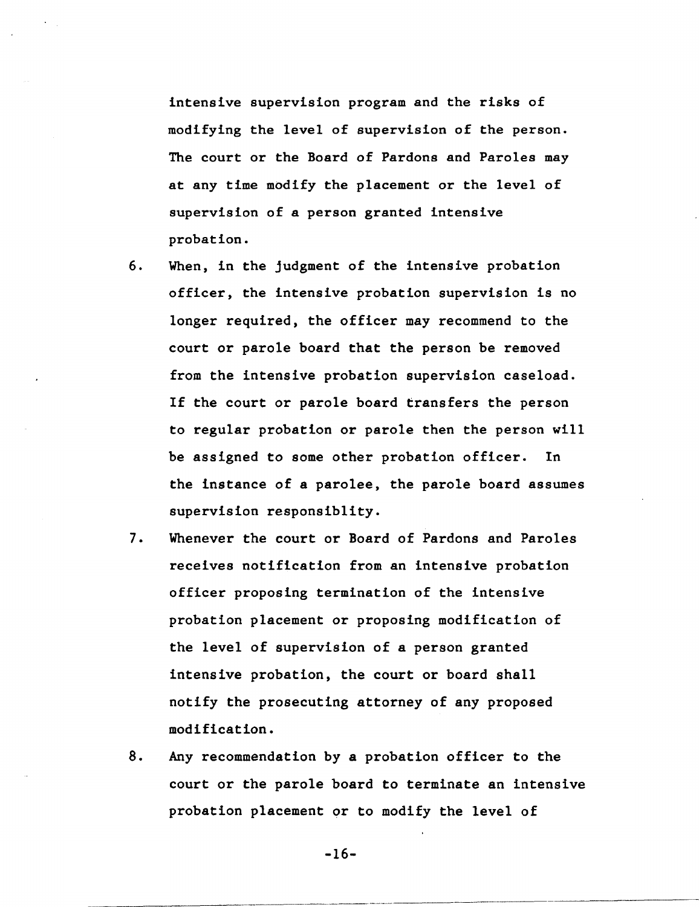intensive supervision program and the risks of modifying the level of supervision of the person. The court or the Board of Pardons and Paroles may at any time modify the placement or the level of supervision of a person granted intensive probation.

6. When, in the judgment of the intensive probation officer, the intensive probation supervision is no longer required, the officer may recommend to the court or parole board that the person be removed from the intensive probation supervision caseload. If the court or parole board transfers the person to regular probation or parole then the person will be assigned to some other probation officer. In the instance of a parolee, the parole board assumes supervision responsiblity.

7. Whenever the court or Board of Pardons and Paroles receives notification from an intensive probation officer proposing termination of the intensive probation placement or proposing modification of the level of supervision of a person granted intensive probation, the court or board shall notify the prosecuting attorney of any proposed modification.

8. Any recommendation by a probation officer to the court or the parole board to terminate an intensive probation placement or to modify the level of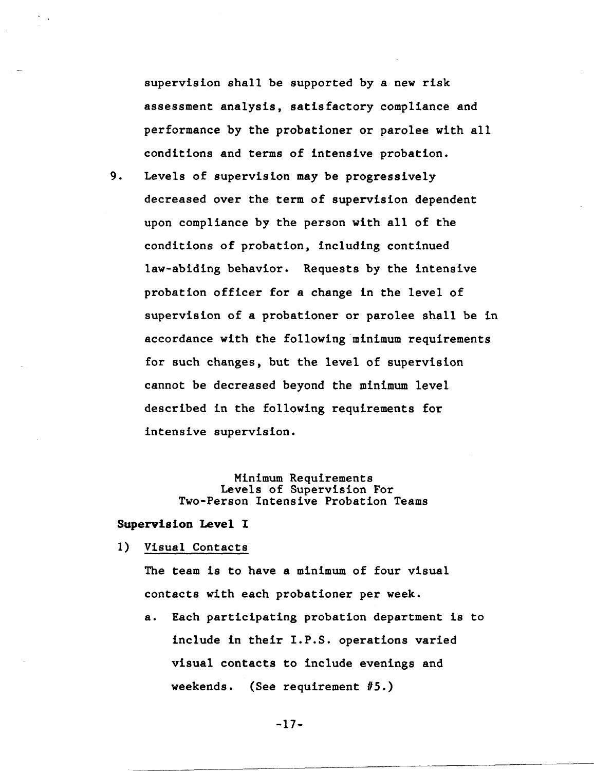supervision shall be supported by a new risk assessment analysis, satisfactory compliance and performance by the probationer or parolee with all conditions and terms of intensive probation.

9. Levels of supervision may be progressively decreased over the term of supervision dependent upon compliance by the person with all of the conditions of probation, including continued law-abiding behavior. Requests by the intensive probation officer for a change in the level of supervision of a probationer or parolee shall be in accordance with the following minimum requirements for such changes, but the level of supervision cannot be decreased beyond the minimum level described in the following requirements for intensive supervision.

### Minimum Requirements Levels of Supervision For Two-Person Intensive Probation Teams

**Supervision Level I**

1) <u>Visual Contacts</u>

   The team is to have a minimum of four visual contacts with each probationer per week.

   a. Each participating probation department is to include in their I.P.S. operations varied visual contacts to include evenings and weekends. (See requirement #5.)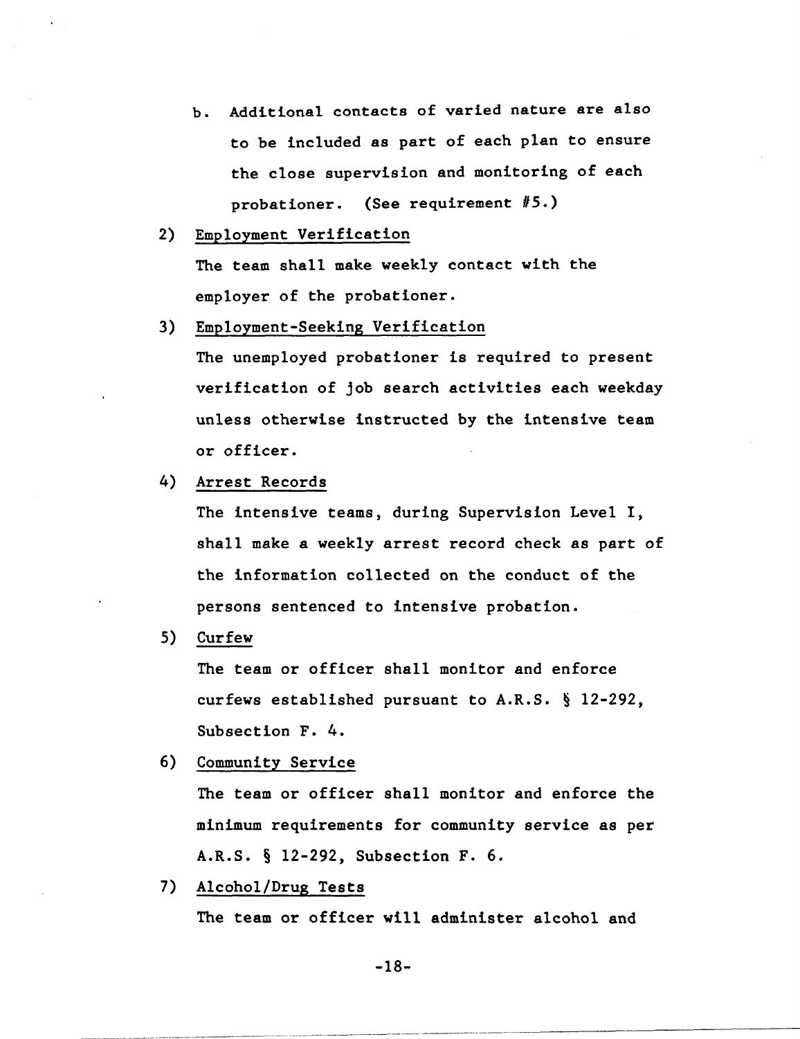b. Additional contacts of varied nature are also to be included as part of each plan to ensure the close supervision and monitoring of each probationer. (See requirement #5.)

2) <u>Employment Verification</u>

The team shall make weekly contact with the employer of the probationer.

3) <u>Employment-Seeking Verification</u>

The unemployed probationer is required to present verification of job search activities each weekday unless otherwise instructed by the intensive team or officer.

4) <u>Arrest Records</u>

The intensive teams, during Supervision Level I, shall make a weekly arrest record check as part of the information collected on the conduct of the persons sentenced to intensive probation.

5) <u>Curfew</u>

The team or officer shall monitor and enforce curfews established pursuant to A.R.S. § 12-292, Subsection F. 4.

6) <u>Community Service</u>

The team or officer shall monitor and enforce the minimum requirements for community service as per A.R.S. § 12-292, Subsection F. 6.

7) <u>Alcohol/Drug Tests</u>

The team or officer will administer alcohol and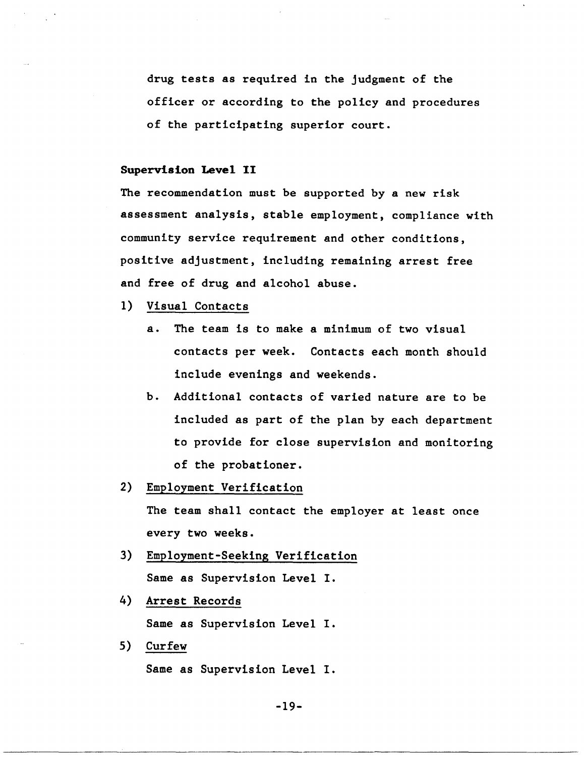drug tests as required in the judgment of the officer or according to the policy and procedures of the participating superior court.

**Supervision Level II**

The recommendation must be supported by a new risk assessment analysis, stable employment, compliance with community service requirement and other conditions, positive adjustment, including remaining arrest free and free of drug and alcohol abuse.

1) Visual Contacts
   a. The team is to make a minimum of two visual contacts per week. Contacts each month should include evenings and weekends.
   b. Additional contacts of varied nature are to be included as part of the plan by each department to provide for close supervision and monitoring of the probationer.

2) Employment Verification

   The team shall contact the employer at least once every two weeks.

3) Employment-Seeking Verification

   Same as Supervision Level I.

4) Arrest Records

   Same as Supervision Level I.

5) Curfew

   Same as Supervision Level I.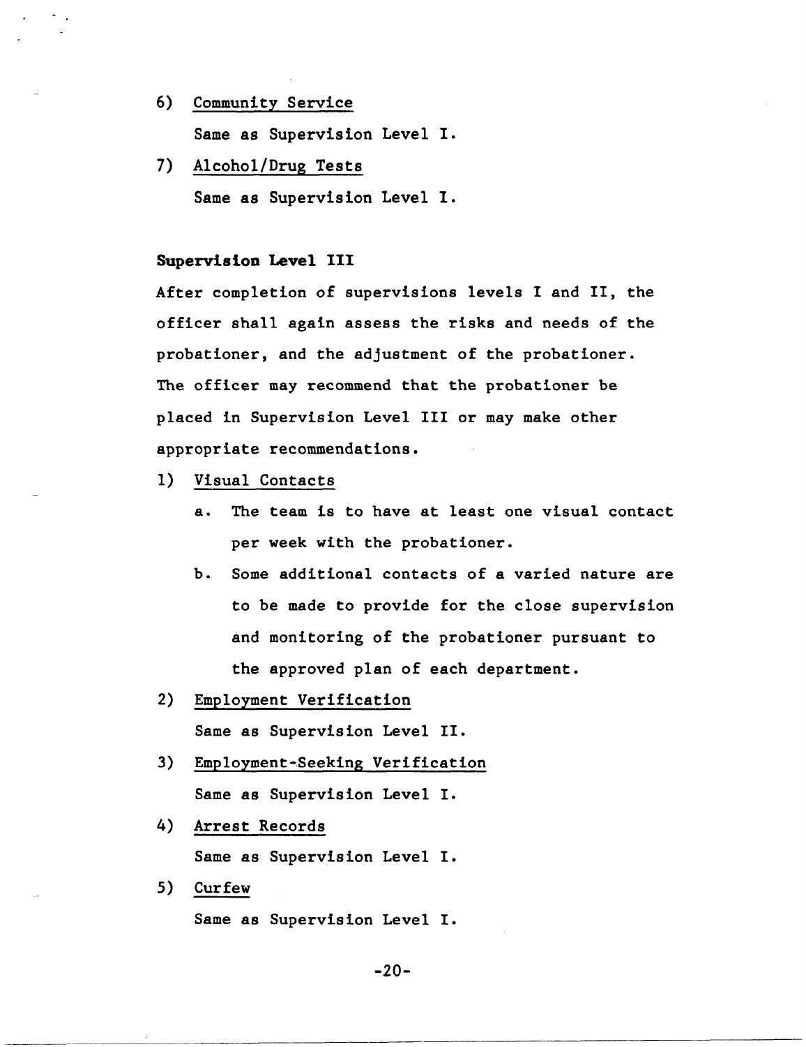6) Community Service

   Same as Supervision Level I.

7) Alcohol/Drug Tests

   Same as Supervision Level I.

**Supervision Level III**

After completion of supervisions levels I and II, the officer shall again assess the risks and needs of the probationer, and the adjustment of the probationer. The officer may recommend that the probationer be placed in Supervision Level III or may make other appropriate recommendations.

1) Visual Contacts

   a. The team is to have at least one visual contact per week with the probationer.

   b. Some additional contacts of a varied nature are to be made to provide for the close supervision and monitoring of the probationer pursuant to the approved plan of each department.

2) Employment Verification

   Same as Supervision Level II.

3) Employment-Seeking Verification

   Same as Supervision Level I.

4) Arrest Records

   Same as Supervision Level I.

5) Curfew

   Same as Supervision Level I.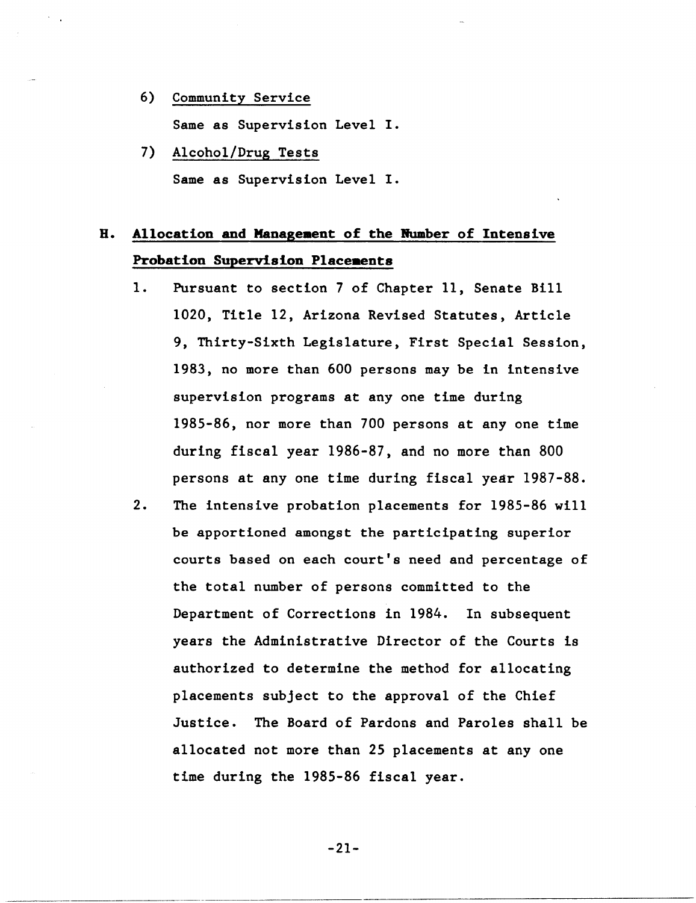6) Community Service

   Same as Supervision Level I.

7) Alcohol/Drug Tests

   Same as Supervision Level I.

## H. Allocation and Management of the Number of Intensive Probation Supervision Placements

1. Pursuant to section 7 of Chapter 11, Senate Bill 1020, Title 12, Arizona Revised Statutes, Article 9, Thirty-Sixth Legislature, First Special Session, 1983, no more than 600 persons may be in intensive supervision programs at any one time during 1985-86, nor more than 700 persons at any one time during fiscal year 1986-87, and no more than 800 persons at any one time during fiscal year 1987-88.

2. The intensive probation placements for 1985-86 will be apportioned amongst the participating superior courts based on each court's need and percentage of the total number of persons committed to the Department of Corrections in 1984. In subsequent years the Administrative Director of the Courts is authorized to determine the method for allocating placements subject to the approval of the Chief Justice. The Board of Pardons and Paroles shall be allocated not more than 25 placements at any one time during the 1985-86 fiscal year.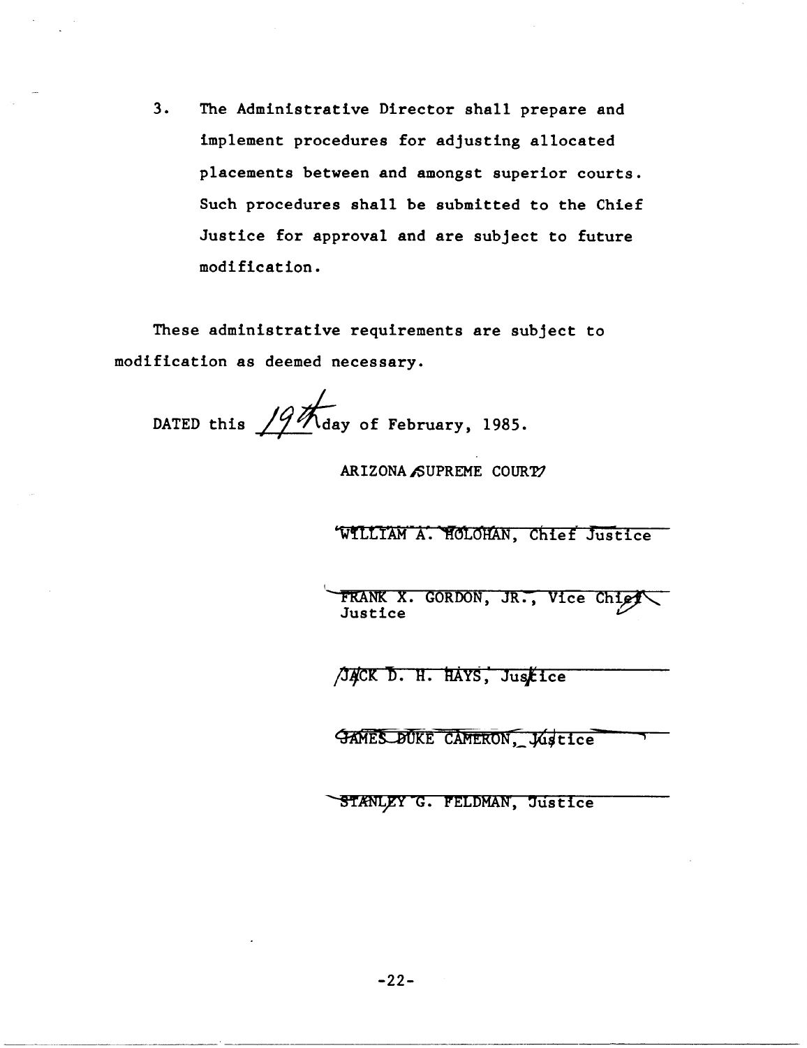3. The Administrative Director shall prepare and implement procedures for adjusting allocated placements between and amongst superior courts. Such procedures shall be submitted to the Chief Justice for approval and are subject to future modification.

These administrative requirements are subject to modification as deemed necessary.

DATED this 19th day of February, 1985.

ARIZONA SUPREME COURT

WILLIAM A. HOLOHAN, Chief Justice

FRANK X. GORDON, JR., Vice Chief Justice

JACK D. H. HAYS, Justice

JAMES DUKE CAMERON, Justice

STANLEY G. FELDMAN, Justice